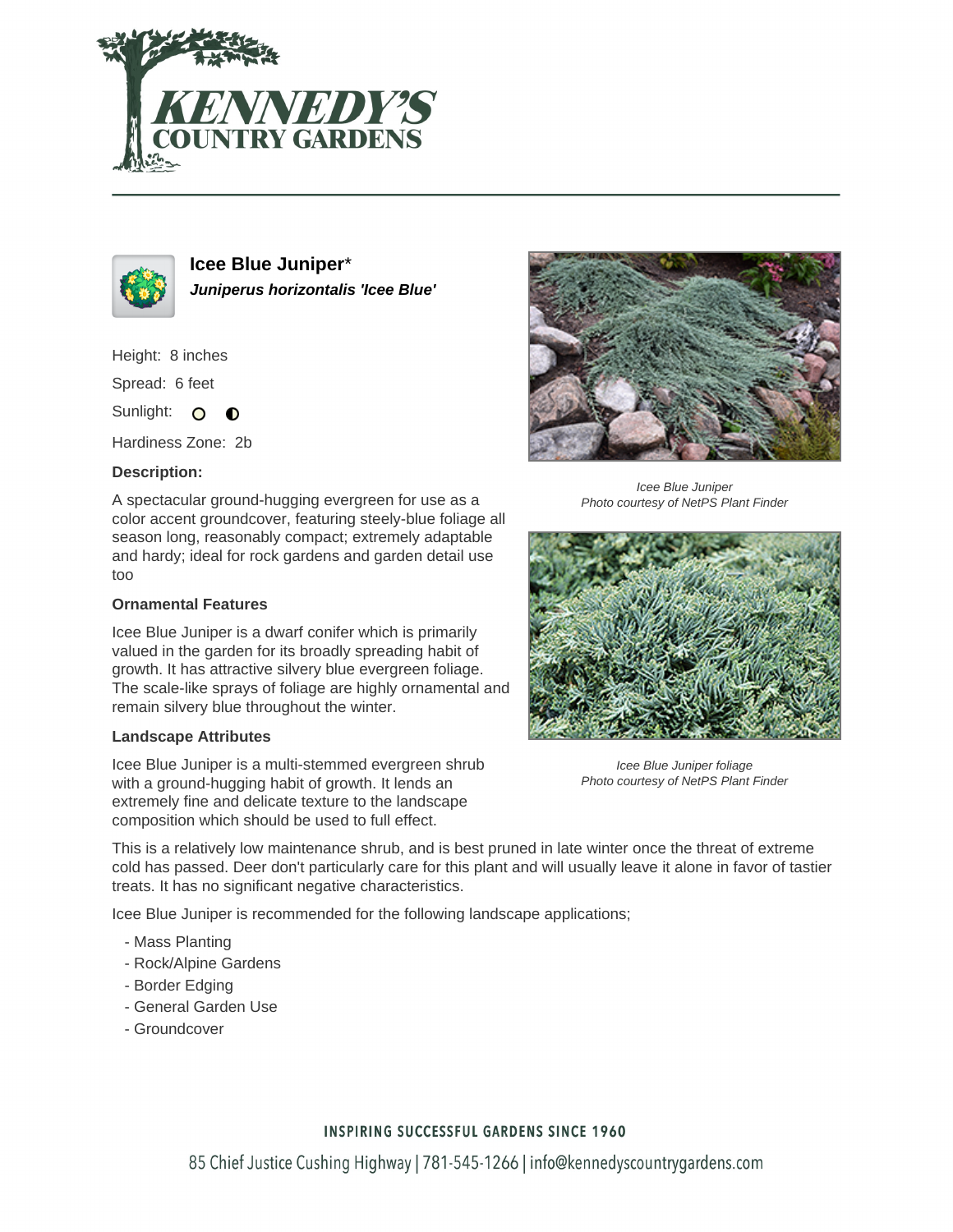# Icee Blue Juniper*

***Juniperus horizontalis 'Icee Blue'***

Height: 8 inches

Spread: 6 feet

Sunlight: ○ ◐

Hardiness Zone: 2b

**Description:**

A spectacular ground-hugging evergreen for use as a color accent groundcover, featuring steely-blue foliage all season long, reasonably compact; extremely adaptable and hardy; ideal for rock gardens and garden detail use too

*Icee Blue Juniper*
*Photo courtesy of NetPS Plant Finder*

*Icee Blue Juniper foliage*
*Photo courtesy of NetPS Plant Finder*

**Ornamental Features**

Icee Blue Juniper is a dwarf conifer which is primarily valued in the garden for its broadly spreading habit of growth. It has attractive silvery blue evergreen foliage. The scale-like sprays of foliage are highly ornamental and remain silvery blue throughout the winter.

**Landscape Attributes**

Icee Blue Juniper is a multi-stemmed evergreen shrub with a ground-hugging habit of growth. It lends an extremely fine and delicate texture to the landscape composition which should be used to full effect.

This is a relatively low maintenance shrub, and is best pruned in late winter once the threat of extreme cold has passed. Deer don't particularly care for this plant and will usually leave it alone in favor of tastier treats. It has no significant negative characteristics.

Icee Blue Juniper is recommended for the following landscape applications;

- Mass Planting
- Rock/Alpine Gardens
- Border Edging
- General Garden Use
- Groundcover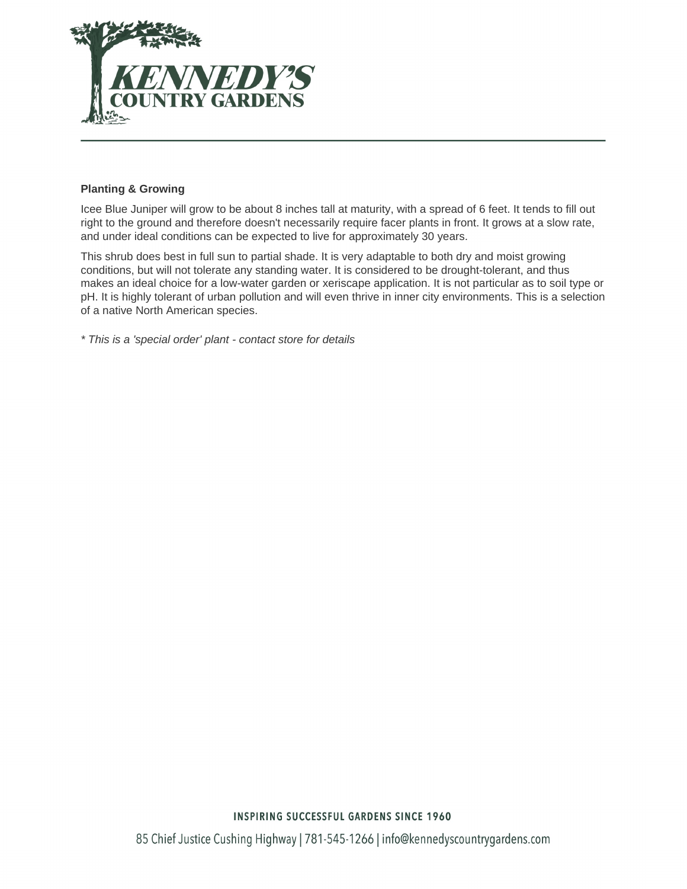**Planting & Growing**

Icee Blue Juniper will grow to be about 8 inches tall at maturity, with a spread of 6 feet. It tends to fill out right to the ground and therefore doesn't necessarily require facer plants in front. It grows at a slow rate, and under ideal conditions can be expected to live for approximately 30 years.

This shrub does best in full sun to partial shade. It is very adaptable to both dry and moist growing conditions, but will not tolerate any standing water. It is considered to be drought-tolerant, and thus makes an ideal choice for a low-water garden or xeriscape application. It is not particular as to soil type or pH. It is highly tolerant of urban pollution and will even thrive in inner city environments. This is a selection of a native North American species.

*\* This is a 'special order' plant - contact store for details*